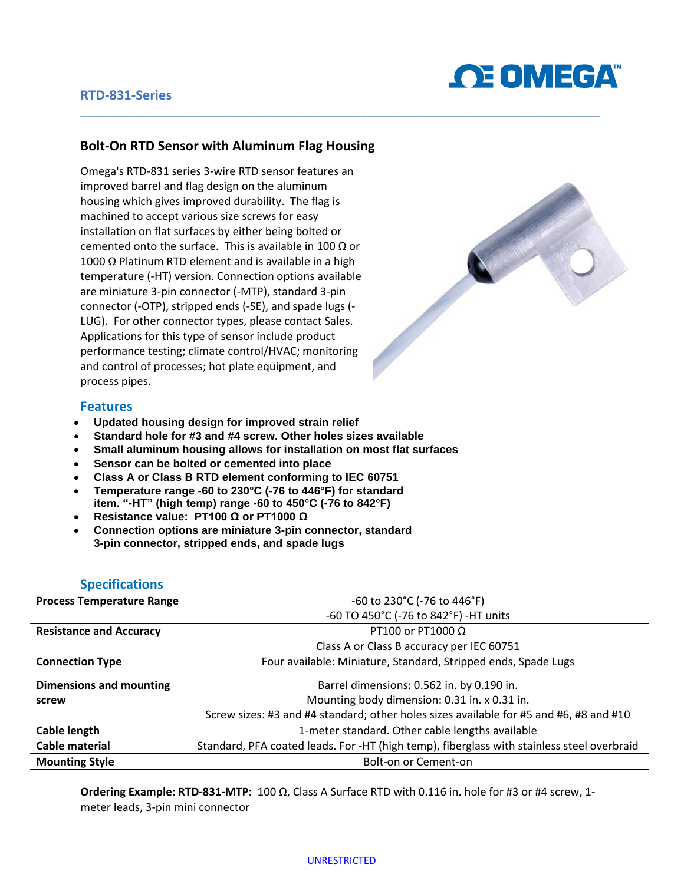# RTD-831-Series

## Bolt-On RTD Sensor with Aluminum Flag Housing

Omega's RTD-831 series 3-wire RTD sensor features an improved barrel and flag design on the aluminum housing which gives improved durability. The flag is machined to accept various size screws for easy installation on flat surfaces by either being bolted or cemented onto the surface. This is available in 100 Ω or 1000 Ω Platinum RTD element and is available in a high temperature (-HT) version. Connection options available are miniature 3-pin connector (-MTP), standard 3-pin connector (-OTP), stripped ends (-SE), and spade lugs (-LUG). For other connector types, please contact Sales. Applications for this type of sensor include product performance testing; climate control/HVAC; monitoring and control of processes; hot plate equipment, and process pipes.

### Features

- **Updated housing design for improved strain relief**
- **Standard hole for #3 and #4 screw. Other holes sizes available**
- **Small aluminum housing allows for installation on most flat surfaces**
- **Sensor can be bolted or cemented into place**
- **Class A or Class B RTD element conforming to IEC 60751**
- **Temperature range -60 to 230°C (-76 to 446°F) for standard item. "-HT" (high temp) range -60 to 450°C (-76 to 842°F)**
- **Resistance value: PT100 Ω or PT1000 Ω**
- **Connection options are miniature 3-pin connector, standard 3-pin connector, stripped ends, and spade lugs**

### Specifications

| | |
|---|---|
| **Process Temperature Range** | -60 to 230°C (-76 to 446°F)<br>-60 TO 450°C (-76 to 842°F) -HT units |
| **Resistance and Accuracy** | PT100 or PT1000 Ω<br>Class A or Class B accuracy per IEC 60751 |
| **Connection Type** | Four available: Miniature, Standard, Stripped ends, Spade Lugs |
| **Dimensions and mounting screw** | Barrel dimensions: 0.562 in. by 0.190 in.<br>Mounting body dimension: 0.31 in. x 0.31 in.<br>Screw sizes: #3 and #4 standard; other holes sizes available for #5 and #6, #8 and #10 |
| **Cable length** | 1-meter standard. Other cable lengths available |
| **Cable material** | Standard, PFA coated leads. For -HT (high temp), fiberglass with stainless steel overbraid |
| **Mounting Style** | Bolt-on or Cement-on |

**Ordering Example: RTD-831-MTP:** 100 Ω, Class A Surface RTD with 0.116 in. hole for #3 or #4 screw, 1-meter leads, 3-pin mini connector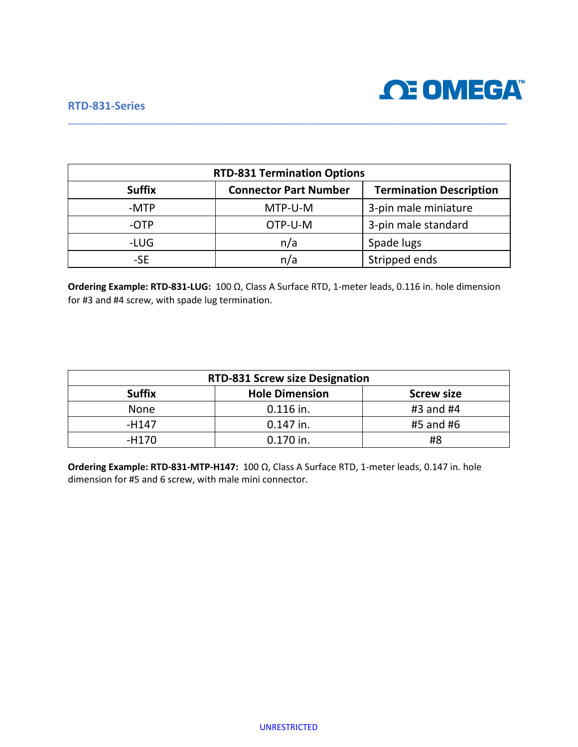| RTD-831 Termination Options | | |
|---|---|---|
| **Suffix** | **Connector Part Number** | **Termination Description** |
| -MTP | MTP-U-M | 3-pin male miniature |
| -OTP | OTP-U-M | 3-pin male standard |
| -LUG | n/a | Spade lugs |
| -SE | n/a | Stripped ends |

**Ordering Example: RTD-831-LUG:** 100 Ω, Class A Surface RTD, 1-meter leads, 0.116 in. hole dimension for #3 and #4 screw, with spade lug termination.

| RTD-831 Screw size Designation | | |
|---|---|---|
| **Suffix** | **Hole Dimension** | **Screw size** |
| None | 0.116 in. | #3 and #4 |
| -H147 | 0.147 in. | #5 and #6 |
| -H170 | 0.170 in. | #8 |

**Ordering Example: RTD-831-MTP-H147:** 100 Ω, Class A Surface RTD, 1-meter leads, 0.147 in. hole dimension for #5 and 6 screw, with male mini connector.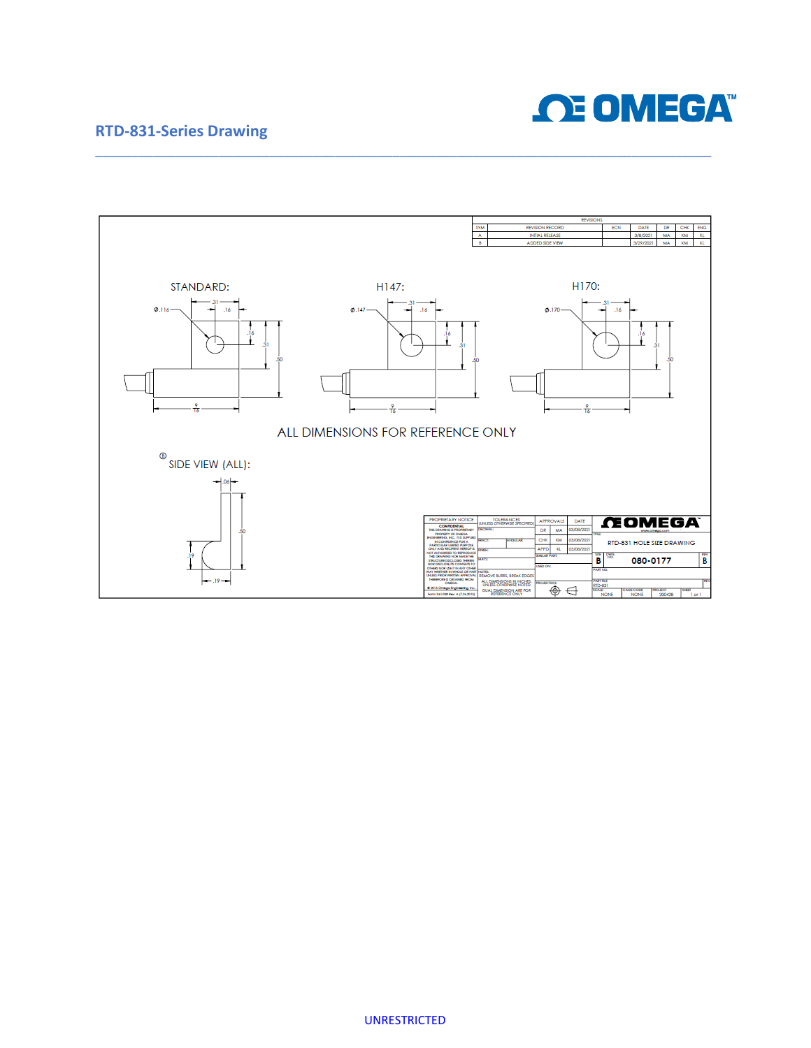## RTD-831-Series Drawing

| REVISIONS | | | | | | |
|---|---|---|---|---|---|---|
| SYM | REVISION RECORD | ECN | DATE | DR | CHK | ENG |
| A | INITIAL RELEASE | | 3/8/2021 | MA | KM | KL |
| B | ADDED SIDE VIEW | | 3/29/2021 | MA | KM | KL |

STANDARD:

Ø.116
.31
.16
.16
.31
.50
9/16

H147:

Ø.147
.31
.16
.16
.31
.50
9/16

H170:

Ø.170
.31
.16
.16
.31
.50
9/16

ALL DIMENSIONS FOR REFERENCE ONLY

(B) SIDE VIEW (ALL):

.06
.50
.19
.19

PROPRIETARY NOTICE

CONFIDENTIAL

THIS DRAWING IS PROPRIETARY PROPERTY OF OMEGA ENGINEERING, INC. IT IS SUPPLIED IN CONFIDENCE FOR A PARTICULAR LIMITED PURPOSE ONLY AND RECIPIENT HEREOF IS NOT AUTHORIZED TO REPRODUCE THE DRAWING NOR MAKE THE STRUCTURE DISCLOSED THEREIN NOR DISCLOSE ITS CONTENTS TO OTHERS NOR USE IT IN ANY OTHER WAY WHATEVER IN WHOLE OR PART UNLESS PRIOR WRITTEN APPROVAL THEREFORE IS OBTAINED FROM OMEGA.

© 2015 Omega Engineering, Inc.

Form: DA1-008 Rev. A (7-24-2015)

TOLERANCES (UNLESS OTHERWISE SPECIFIED)

DECIMAL:

FRACT: ANGULAR:

FINISH:

MAT'L:

NOTES:
REMOVE BURRS, BREAK EDGES
ALL DIMENSIONS IN INCHES UNLESS OTHERWISE NOTED
DUAL DIMENSION ARE FOR REFERENCE ONLY

| APPROVALS | | DATE |
|---|---|---|
| DR | MA | 03/08/2021 |
| CHK | KM | 03/08/2021 |
| APPD | KL | 03/08/2021 |

SIMILAR PART:

USED ON:

PROJECTION:

OMEGA
www.omega.com

TITLE: RTD-831 HOLE SIZE DRAWING

SIZE: B | DWG. NO. 080-0177 | REV: B

PART NO.

PART FILE: RTD-831

| SCALE | CAGE CODE | PROJECT | SHEET |
|---|---|---|---|
| NONE | NONE | 200428 | 1 OF 1 |

UNRESTRICTED